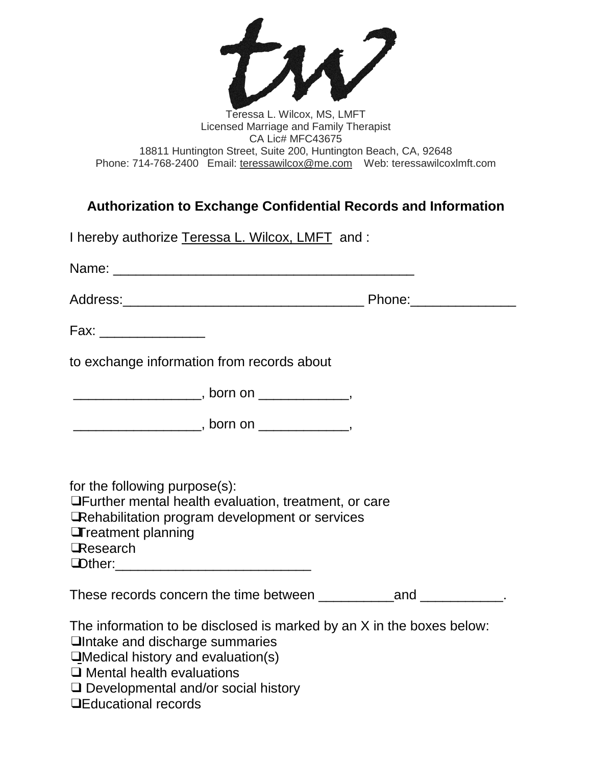Teressa L. Wilcox, MS, LMFT
Licensed Marriage and Family Therapist
CA Lic# MFC43675
18811 Huntington Street, Suite 200, Huntington Beach, CA, 92648
Phone: 714-768-2400 Email: teressawilcox@me.com Web: teressawilcoxlmft.com

## Authorization to Exchange Confidential Records and Information

I hereby authorize Teressa L. Wilcox, LMFT and :

Name: ________________________________________

Address:________________________________ Phone:______________

Fax: ______________

to exchange information from records about

_________________, born on ____________,

_________________, born on ____________,

for the following purpose(s):
❑Further mental health evaluation, treatment, or care
❑Rehabilitation program development or services
❑Treatment planning
❑Research
❑Other:__________________________

These records concern the time between __________and ___________.

The information to be disclosed is marked by an X in the boxes below:
❑Intake and discharge summaries
❑Medical history and evaluation(s)
❑ Mental health evaluations
❑ Developmental and/or social history
❑Educational records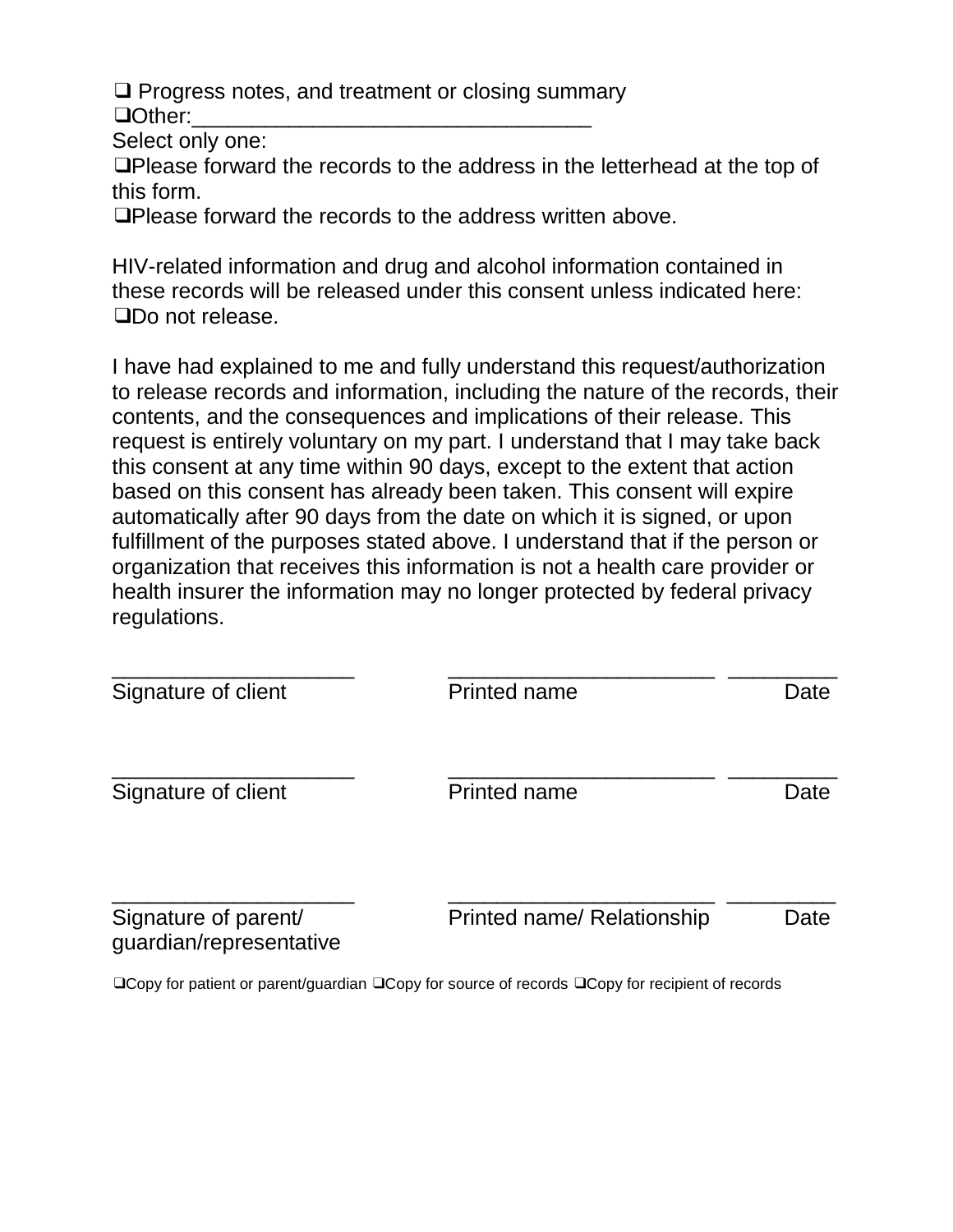❑ Progress notes, and treatment or closing summary
❑Other:_________________________________

Select only one:

❑Please forward the records to the address in the letterhead at the top of this form.
❑Please forward the records to the address written above.

HIV-related information and drug and alcohol information contained in these records will be released under this consent unless indicated here:
❑Do not release.

I have had explained to me and fully understand this request/authorization to release records and information, including the nature of the records, their contents, and the consequences and implications of their release. This request is entirely voluntary on my part. I understand that I may take back this consent at any time within 90 days, except to the extent that action based on this consent has already been taken. This consent will expire automatically after 90 days from the date on which it is signed, or upon fulfillment of the purposes stated above. I understand that if the person or organization that receives this information is not a health care provider or health insurer the information may no longer protected by federal privacy regulations.

| | | |
|---|---|---|
| ____________________ | ______________________ | _________ |
| Signature of client | Printed name | Date |
| ____________________ | ______________________ | _________ |
| Signature of client | Printed name | Date |
| ____________________ | ______________________ | _________ |
| Signature of parent/ guardian/representative | Printed name/ Relationship | Date |

❑Copy for patient or parent/guardian ❑Copy for source of records ❑Copy for recipient of records